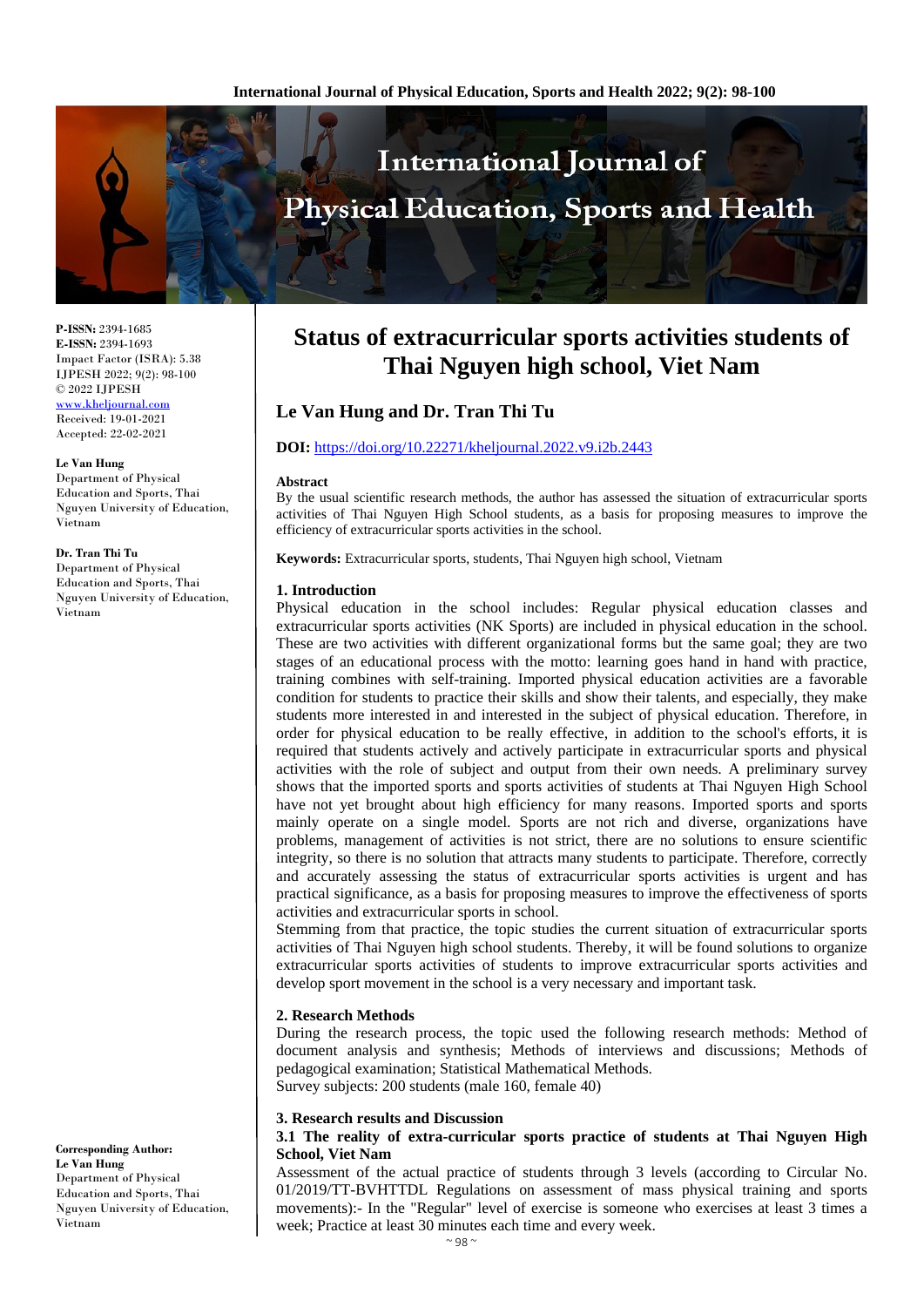**P-ISSN:** 2394-1685
**E-ISSN:** 2394-1693
Impact Factor (ISRA): 5.38
IJPESH 2022; 9(2): 98-100
© 2022 IJPESH
www.kheljournal.com
Received: 19-01-2021
Accepted: 22-02-2021

**Le Van Hung**
Department of Physical Education and Sports, Thai Nguyen University of Education, Vietnam

**Dr. Tran Thi Tu**
Department of Physical Education and Sports, Thai Nguyen University of Education, Vietnam

**Corresponding Author:**
**Le Van Hung**
Department of Physical Education and Sports, Thai Nguyen University of Education, Vietnam

# Status of extracurricular sports activities students of Thai Nguyen high school, Viet Nam

## Le Van Hung and Dr. Tran Thi Tu

**DOI:** https://doi.org/10.22271/kheljournal.2022.v9.i2b.2443

### Abstract

By the usual scientific research methods, the author has assessed the situation of extracurricular sports activities of Thai Nguyen High School students, as a basis for proposing measures to improve the efficiency of extracurricular sports activities in the school.

**Keywords:** Extracurricular sports, students, Thai Nguyen high school, Vietnam

### 1. Introduction

Physical education in the school includes: Regular physical education classes and extracurricular sports activities (NK Sports) are included in physical education in the school. These are two activities with different organizational forms but the same goal; they are two stages of an educational process with the motto: learning goes hand in hand with practice, training combines with self-training. Imported physical education activities are a favorable condition for students to practice their skills and show their talents, and especially, they make students more interested in and interested in the subject of physical education. Therefore, in order for physical education to be really effective, in addition to the school's efforts, it is required that students actively and actively participate in extracurricular sports and physical activities with the role of subject and output from their own needs. A preliminary survey shows that the imported sports and sports activities of students at Thai Nguyen High School have not yet brought about high efficiency for many reasons. Imported sports and sports mainly operate on a single model. Sports are not rich and diverse, organizations have problems, management of activities is not strict, there are no solutions to ensure scientific integrity, so there is no solution that attracts many students to participate. Therefore, correctly and accurately assessing the status of extracurricular sports activities is urgent and has practical significance, as a basis for proposing measures to improve the effectiveness of sports activities and extracurricular sports in school.

Stemming from that practice, the topic studies the current situation of extracurricular sports activities of Thai Nguyen high school students. Thereby, it will be found solutions to organize extracurricular sports activities of students to improve extracurricular sports activities and develop sport movement in the school is a very necessary and important task.

### 2. Research Methods

During the research process, the topic used the following research methods: Method of document analysis and synthesis; Methods of interviews and discussions; Methods of pedagogical examination; Statistical Mathematical Methods.

Survey subjects: 200 students (male 160, female 40)

### 3. Research results and Discussion

#### 3.1 The reality of extra-curricular sports practice of students at Thai Nguyen High School, Viet Nam

Assessment of the actual practice of students through 3 levels (according to Circular No. 01/2019/TT-BVHTTDL Regulations on assessment of mass physical training and sports movements):- In the "Regular" level of exercise is someone who exercises at least 3 times a week; Practice at least 30 minutes each time and every week.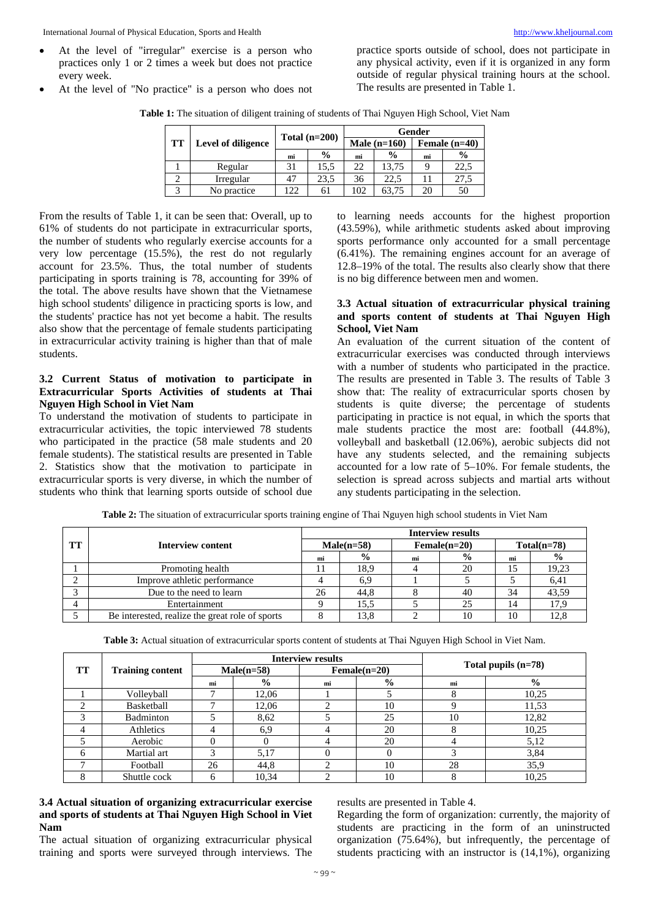- At the level of "irregular" exercise is a person who practices only 1 or 2 times a week but does not practice every week.
- At the level of "No practice" is a person who does not practice sports outside of school, does not participate in any physical activity, even if it is organized in any form outside of regular physical training hours at the school. The results are presented in Table 1.

**Table 1:** The situation of diligent training of students of Thai Nguyen High School, Viet Nam

| TT | Level of diligence | Total (n=200) | | Gender | | | |
|---|---|---|---|---|---|---|---|
| | | | | Male (n=160) | | Female (n=40) | |
| | | mi | % | mi | % | mi | % |
| 1 | Regular | 31 | 15,5 | 22 | 13,75 | 9 | 22,5 |
| 2 | Irregular | 47 | 23,5 | 36 | 22,5 | 11 | 27,5 |
| 3 | No practice | 122 | 61 | 102 | 63,75 | 20 | 50 |

From the results of Table 1, it can be seen that: Overall, up to 61% of students do not participate in extracurricular sports, the number of students who regularly exercise accounts for a very low percentage (15.5%), the rest do not regularly account for 23.5%. Thus, the total number of students participating in sports training is 78, accounting for 39% of the total. The above results have shown that the Vietnamese high school students' diligence in practicing sports is low, and the students' practice has not yet become a habit. The results also show that the percentage of female students participating in extracurricular activity training is higher than that of male students.

### 3.2 Current Status of motivation to participate in Extracurricular Sports Activities of students at Thai Nguyen High School in Viet Nam

To understand the motivation of students to participate in extracurricular activities, the topic interviewed 78 students who participated in the practice (58 male students and 20 female students). The statistical results are presented in Table 2. Statistics show that the motivation to participate in extracurricular sports is very diverse, in which the number of students who think that learning sports outside of school due to learning needs accounts for the highest proportion (43.59%), while arithmetic students asked about improving sports performance only accounted for a small percentage (6.41%). The remaining engines account for an average of 12.8–19% of the total. The results also clearly show that there is no big difference between men and women.

### 3.3 Actual situation of extracurricular physical training and sports content of students at Thai Nguyen High School, Viet Nam

An evaluation of the current situation of the content of extracurricular exercises was conducted through interviews with a number of students who participated in the practice. The results are presented in Table 3. The results of Table 3 show that: The reality of extracurricular sports chosen by students is quite diverse; the percentage of students participating in practice is not equal, in which the sports that male students practice the most are: football (44.8%), volleyball and basketball (12.06%), aerobic subjects did not have any students selected, and the remaining subjects accounted for a low rate of 5–10%. For female students, the selection is spread across subjects and martial arts without any students participating in the selection.

**Table 2:** The situation of extracurricular sports training engine of Thai Nguyen high school students in Viet Nam

| TT | Interview content | Interview results | | | | | |
|---|---|---|---|---|---|---|---|
| | | Male(n=58) | | Female(n=20) | | Total(n=78) | |
| | | mi | % | mi | % | mi | % |
| 1 | Promoting health | 11 | 18,9 | 4 | 20 | 15 | 19,23 |
| 2 | Improve athletic performance | 4 | 6,9 | 1 | 5 | 5 | 6,41 |
| 3 | Due to the need to learn | 26 | 44,8 | 8 | 40 | 34 | 43,59 |
| 4 | Entertainment | 9 | 15,5 | 5 | 25 | 14 | 17,9 |
| 5 | Be interested, realize the great role of sports | 8 | 13,8 | 2 | 10 | 10 | 12,8 |

**Table 3:** Actual situation of extracurricular sports content of students at Thai Nguyen High School in Viet Nam.

| TT | Training content | Interview results | | | | Total pupils (n=78) | |
|---|---|---|---|---|---|---|---|
| | | Male(n=58) | | Female(n=20) | | | |
| | | mi | % | mi | % | mi | % |
| 1 | Volleyball | 7 | 12,06 | 1 | 5 | 8 | 10,25 |
| 2 | Basketball | 7 | 12,06 | 2 | 10 | 9 | 11,53 |
| 3 | Badminton | 5 | 8,62 | 5 | 25 | 10 | 12,82 |
| 4 | Athletics | 4 | 6,9 | 4 | 20 | 8 | 10,25 |
| 5 | Aerobic | 0 | 0 | 4 | 20 | 4 | 5,12 |
| 6 | Martial art | 3 | 5,17 | 0 | 0 | 3 | 3,84 |
| 7 | Football | 26 | 44,8 | 2 | 10 | 28 | 35,9 |
| 8 | Shuttle cock | 6 | 10,34 | 2 | 10 | 8 | 10,25 |

### 3.4 Actual situation of organizing extracurricular exercise and sports of students at Thai Nguyen High School in Viet Nam

The actual situation of organizing extracurricular physical training and sports were surveyed through interviews. The results are presented in Table 4.

Regarding the form of organization: currently, the majority of students are practicing in the form of an uninstructed organization (75.64%), but infrequently, the percentage of students practicing with an instructor is (14,1%), organizing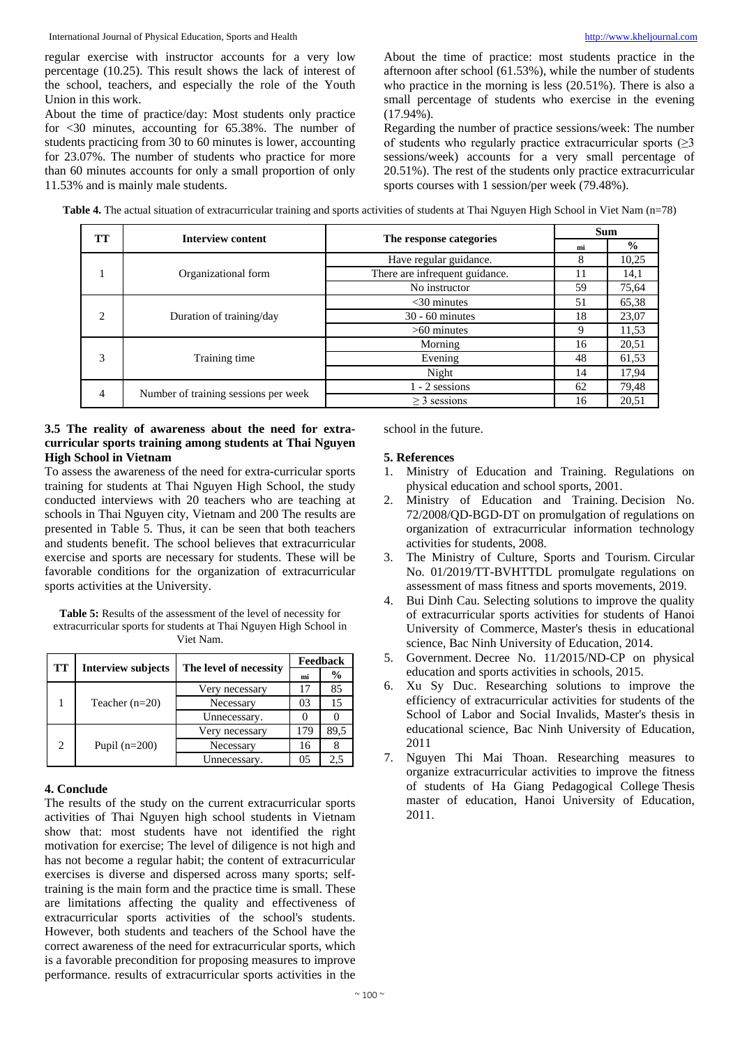regular exercise with instructor accounts for a very low percentage (10.25). This result shows the lack of interest of the school, teachers, and especially the role of the Youth Union in this work.

About the time of practice/day: Most students only practice for <30 minutes, accounting for 65.38%. The number of students practicing from 30 to 60 minutes is lower, accounting for 23.07%. The number of students who practice for more than 60 minutes accounts for only a small proportion of only 11.53% and is mainly male students.

About the time of practice: most students practice in the afternoon after school (61.53%), while the number of students who practice in the morning is less (20.51%). There is also a small percentage of students who exercise in the evening (17.94%).

Regarding the number of practice sessions/week: The number of students who regularly practice extracurricular sports (≥3 sessions/week) accounts for a very small percentage of 20.51%). The rest of the students only practice extracurricular sports courses with 1 session/per week (79.48%).

**Table 4.** The actual situation of extracurricular training and sports activities of students at Thai Nguyen High School in Viet Nam (n=78)

| TT | Interview content | The response categories | Sum | |
|---|---|---|---|---|
| | | | mi | % |
| 1 | Organizational form | Have regular guidance. | 8 | 10,25 |
| | | There are infrequent guidance. | 11 | 14,1 |
| | | No instructor | 59 | 75,64 |
| 2 | Duration of training/day | <30 minutes | 51 | 65,38 |
| | | 30 - 60 minutes | 18 | 23,07 |
| | | >60 minutes | 9 | 11,53 |
| 3 | Training time | Morning | 16 | 20,51 |
| | | Evening | 48 | 61,53 |
| | | Night | 14 | 17,94 |
| 4 | Number of training sessions per week | 1 - 2 sessions | 62 | 79,48 |
| | | ≥ 3 sessions | 16 | 20,51 |

### 3.5 The reality of awareness about the need for extra-curricular sports training among students at Thai Nguyen High School in Vietnam

To assess the awareness of the need for extra-curricular sports training for students at Thai Nguyen High School, the study conducted interviews with 20 teachers who are teaching at schools in Thai Nguyen city, Vietnam and 200 The results are presented in Table 5. Thus, it can be seen that both teachers and students benefit. The school believes that extracurricular exercise and sports are necessary for students. These will be favorable conditions for the organization of extracurricular sports activities at the University.

**Table 5:** Results of the assessment of the level of necessity for extracurricular sports for students at Thai Nguyen High School in Viet Nam.

| TT | Interview subjects | The level of necessity | Feedback | |
|---|---|---|---|---|
| | | | mi | % |
| 1 | Teacher (n=20) | Very necessary | 17 | 85 |
| | | Necessary | 03 | 15 |
| | | Unnecessary. | 0 | 0 |
| 2 | Pupil (n=200) | Very necessary | 179 | 89,5 |
| | | Necessary | 16 | 8 |
| | | Unnecessary. | 05 | 2,5 |

## 4. Conclude

The results of the study on the current extracurricular sports activities of Thai Nguyen high school students in Vietnam show that: most students have not identified the right motivation for exercise; The level of diligence is not high and has not become a regular habit; the content of extracurricular exercises is diverse and dispersed across many sports; self-training is the main form and the practice time is small. These are limitations affecting the quality and effectiveness of extracurricular sports activities of the school's students. However, both students and teachers of the School have the correct awareness of the need for extracurricular sports, which is a favorable precondition for proposing measures to improve performance. results of extracurricular sports activities in the school in the future.

## 5. References

1. Ministry of Education and Training. Regulations on physical education and school sports, 2001.
2. Ministry of Education and Training. Decision No. 72/2008/QD-BGD-DT on promulgation of regulations on organization of extracurricular information technology activities for students, 2008.
3. The Ministry of Culture, Sports and Tourism. Circular No. 01/2019/TT-BVHTTDL promulgate regulations on assessment of mass fitness and sports movements, 2019.
4. Bui Dinh Cau. Selecting solutions to improve the quality of extracurricular sports activities for students of Hanoi University of Commerce, Master's thesis in educational science, Bac Ninh University of Education, 2014.
5. Government. Decree No. 11/2015/ND-CP on physical education and sports activities in schools, 2015.
6. Xu Sy Duc. Researching solutions to improve the efficiency of extracurricular activities for students of the School of Labor and Social Invalids, Master's thesis in educational science, Bac Ninh University of Education, 2011
7. Nguyen Thi Mai Thoan. Researching measures to organize extracurricular activities to improve the fitness of students of Ha Giang Pedagogical College Thesis master of education, Hanoi University of Education, 2011.